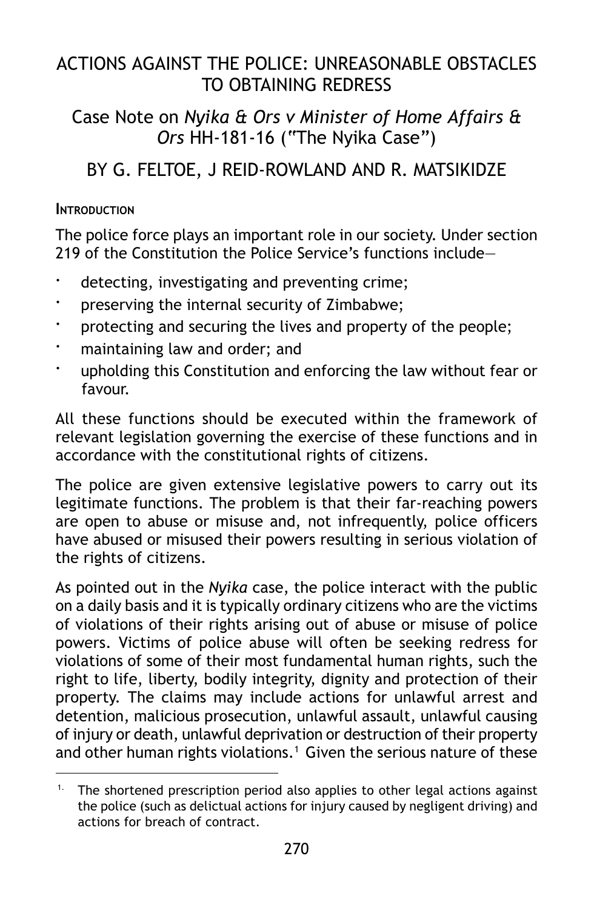# ACTIONS AGAINST THE POLICE: UNREASONABLE OBSTACLES TO OBTAINING REDRESS

## Case Note on *Nyika & Ors v Minister of Home Affairs & Ors* HH-181-16 ("The Nyika Case")

## BY G. FELTOE, J REID-ROWLAND AND R. MATSIKIDZE

**Introduction**

The police force plays an important role in our society. Under section 219 of the Constitution the Police Service's functions include—

- detecting, investigating and preventing crime;
- preserving the internal security of Zimbabwe;
- protecting and securing the lives and property of the people;
- maintaining law and order; and
- upholding this Constitution and enforcing the law without fear or favour.

All these functions should be executed within the framework of relevant legislation governing the exercise of these functions and in accordance with the constitutional rights of citizens.

The police are given extensive legislative powers to carry out its legitimate functions. The problem is that their far-reaching powers are open to abuse or misuse and, not infrequently, police officers have abused or misused their powers resulting in serious violation of the rights of citizens.

As pointed out in the *Nyika* case, the police interact with the public on a daily basis and it is typically ordinary citizens who are the victims of violations of their rights arising out of abuse or misuse of police powers. Victims of police abuse will often be seeking redress for violations of some of their most fundamental human rights, such the right to life, liberty, bodily integrity, dignity and protection of their property. The claims may include actions for unlawful arrest and detention, malicious prosecution, unlawful assault, unlawful causing of injury or death, unlawful deprivation or destruction of their property and other human rights violations.[1] Given the serious nature of these

---

[1] The shortened prescription period also applies to other legal actions against the police (such as delictual actions for injury caused by negligent driving) and actions for breach of contract.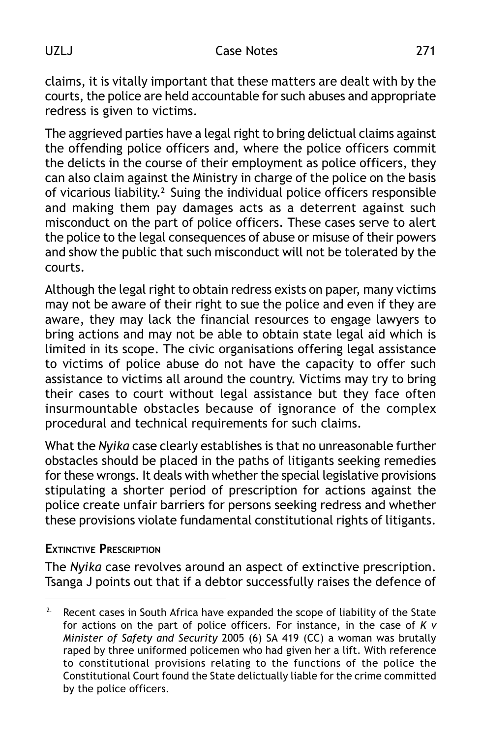claims, it is vitally important that these matters are dealt with by the courts, the police are held accountable for such abuses and appropriate redress is given to victims.

The aggrieved parties have a legal right to bring delictual claims against the offending police officers and, where the police officers commit the delicts in the course of their employment as police officers, they can also claim against the Ministry in charge of the police on the basis of vicarious liability.[2] Suing the individual police officers responsible and making them pay damages acts as a deterrent against such misconduct on the part of police officers. These cases serve to alert the police to the legal consequences of abuse or misuse of their powers and show the public that such misconduct will not be tolerated by the courts.

Although the legal right to obtain redress exists on paper, many victims may not be aware of their right to sue the police and even if they are aware, they may lack the financial resources to engage lawyers to bring actions and may not be able to obtain state legal aid which is limited in its scope. The civic organisations offering legal assistance to victims of police abuse do not have the capacity to offer such assistance to victims all around the country. Victims may try to bring their cases to court without legal assistance but they face often insurmountable obstacles because of ignorance of the complex procedural and technical requirements for such claims.

What the *Nyika* case clearly establishes is that no unreasonable further obstacles should be placed in the paths of litigants seeking remedies for these wrongs. It deals with whether the special legislative provisions stipulating a shorter period of prescription for actions against the police create unfair barriers for persons seeking redress and whether these provisions violate fundamental constitutional rights of litigants.

### Extinctive Prescription

The *Nyika* case revolves around an aspect of extinctive prescription. Tsanga J points out that if a debtor successfully raises the defence of

---

[2] Recent cases in South Africa have expanded the scope of liability of the State for actions on the part of police officers. For instance, in the case of *K v Minister of Safety and Security* 2005 (6) SA 419 (CC) a woman was brutally raped by three uniformed policemen who had given her a lift. With reference to constitutional provisions relating to the functions of the police the Constitutional Court found the State delictually liable for the crime committed by the police officers.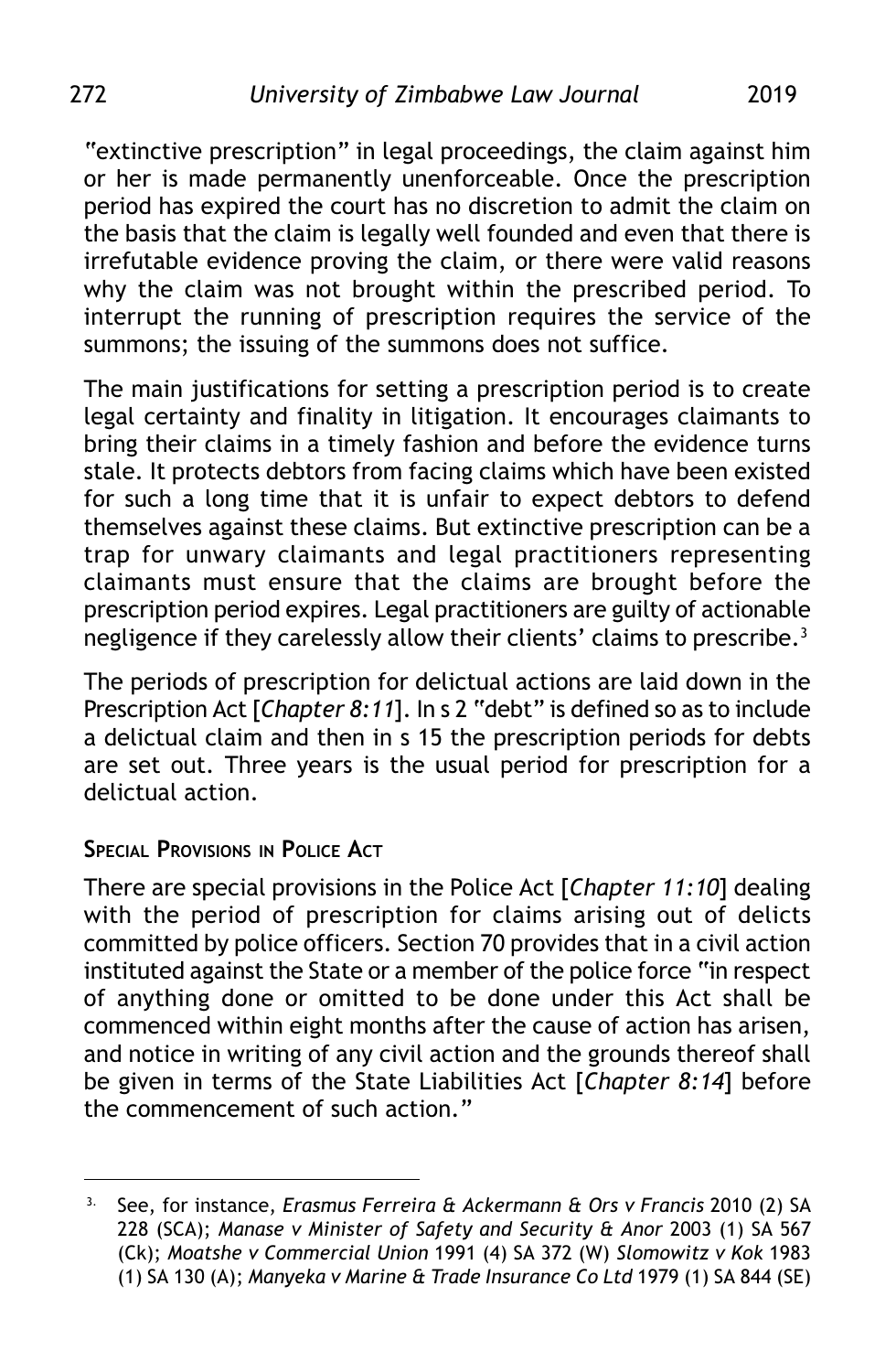"extinctive prescription" in legal proceedings, the claim against him or her is made permanently unenforceable. Once the prescription period has expired the court has no discretion to admit the claim on the basis that the claim is legally well founded and even that there is irrefutable evidence proving the claim, or there were valid reasons why the claim was not brought within the prescribed period. To interrupt the running of prescription requires the service of the summons; the issuing of the summons does not suffice.

The main justifications for setting a prescription period is to create legal certainty and finality in litigation. It encourages claimants to bring their claims in a timely fashion and before the evidence turns stale. It protects debtors from facing claims which have been existed for such a long time that it is unfair to expect debtors to defend themselves against these claims. But extinctive prescription can be a trap for unwary claimants and legal practitioners representing claimants must ensure that the claims are brought before the prescription period expires. Legal practitioners are guilty of actionable negligence if they carelessly allow their clients' claims to prescribe.[3]

The periods of prescription for delictual actions are laid down in the Prescription Act [*Chapter 8:11*]. In s 2 "debt" is defined so as to include a delictual claim and then in s 15 the prescription periods for debts are set out. Three years is the usual period for prescription for a delictual action.

## SPECIAL PROVISIONS IN POLICE ACT

There are special provisions in the Police Act [*Chapter 11:10*] dealing with the period of prescription for claims arising out of delicts committed by police officers. Section 70 provides that in a civil action instituted against the State or a member of the police force "in respect of anything done or omitted to be done under this Act shall be commenced within eight months after the cause of action has arisen, and notice in writing of any civil action and the grounds thereof shall be given in terms of the State Liabilities Act [*Chapter 8:14*] before the commencement of such action."

---

[3] See, for instance, *Erasmus Ferreira & Ackermann & Ors v Francis* 2010 (2) SA 228 (SCA); *Manase v Minister of Safety and Security & Anor* 2003 (1) SA 567 (Ck); *Moatshe v Commercial Union* 1991 (4) SA 372 (W) *Slomowitz v Kok* 1983 (1) SA 130 (A); *Manyeka v Marine & Trade Insurance Co Ltd* 1979 (1) SA 844 (SE)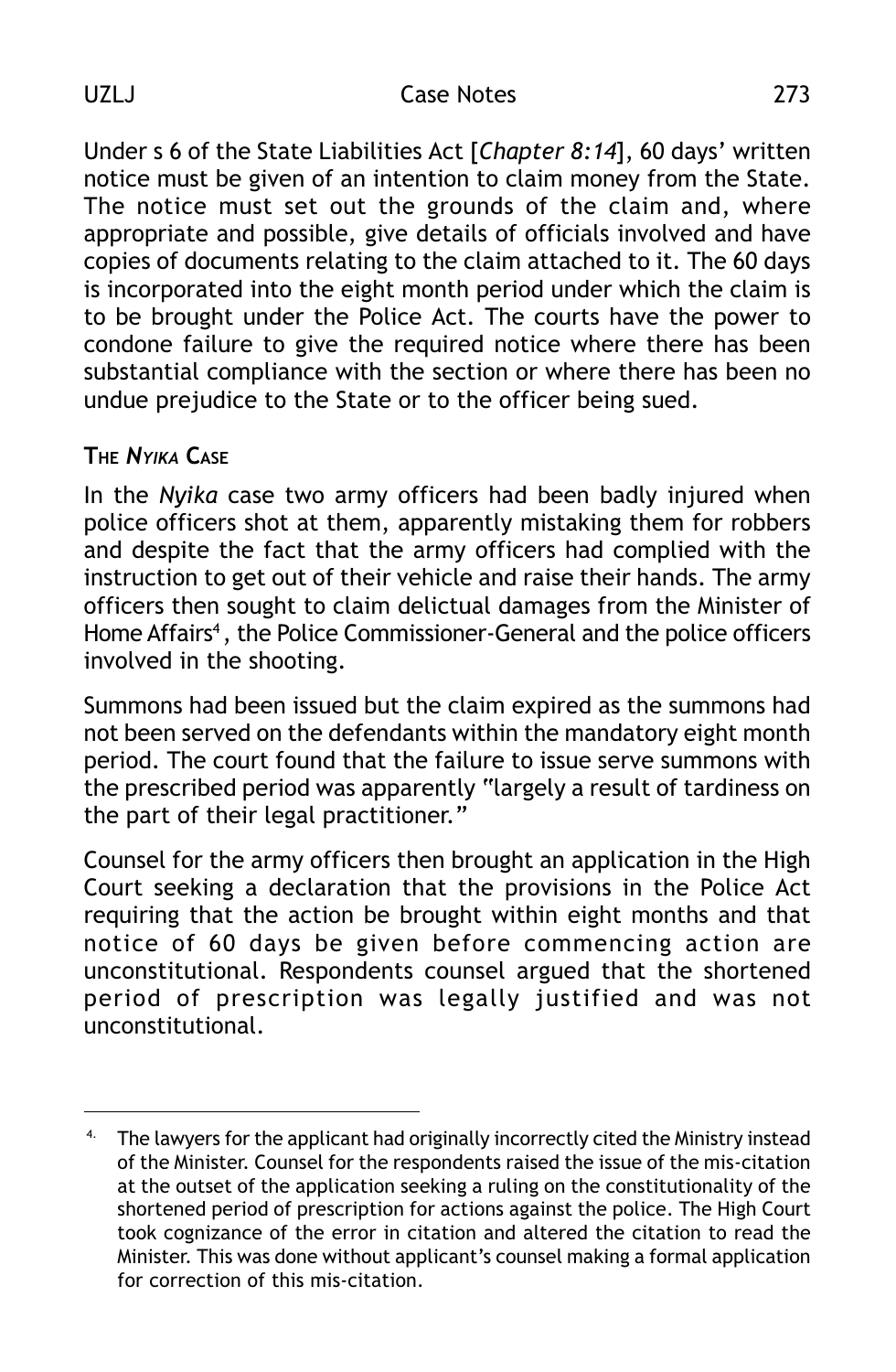Under s 6 of the State Liabilities Act [*Chapter 8:14*], 60 days' written notice must be given of an intention to claim money from the State. The notice must set out the grounds of the claim and, where appropriate and possible, give details of officials involved and have copies of documents relating to the claim attached to it. The 60 days is incorporated into the eight month period under which the claim is to be brought under the Police Act. The courts have the power to condone failure to give the required notice where there has been substantial compliance with the section or where there has been no undue prejudice to the State or to the officer being sued.

### THE *NYIKA* CASE

In the *Nyika* case two army officers had been badly injured when police officers shot at them, apparently mistaking them for robbers and despite the fact that the army officers had complied with the instruction to get out of their vehicle and raise their hands. The army officers then sought to claim delictual damages from the Minister of Home Affairs[4], the Police Commissioner-General and the police officers involved in the shooting.

Summons had been issued but the claim expired as the summons had not been served on the defendants within the mandatory eight month period. The court found that the failure to issue serve summons with the prescribed period was apparently "largely a result of tardiness on the part of their legal practitioner."

Counsel for the army officers then brought an application in the High Court seeking a declaration that the provisions in the Police Act requiring that the action be brought within eight months and that notice of 60 days be given before commencing action are unconstitutional. Respondents counsel argued that the shortened period of prescription was legally justified and was not unconstitutional.

---

4. The lawyers for the applicant had originally incorrectly cited the Ministry instead of the Minister. Counsel for the respondents raised the issue of the mis-citation at the outset of the application seeking a ruling on the constitutionality of the shortened period of prescription for actions against the police. The High Court took cognizance of the error in citation and altered the citation to read the Minister. This was done without applicant's counsel making a formal application for correction of this mis-citation.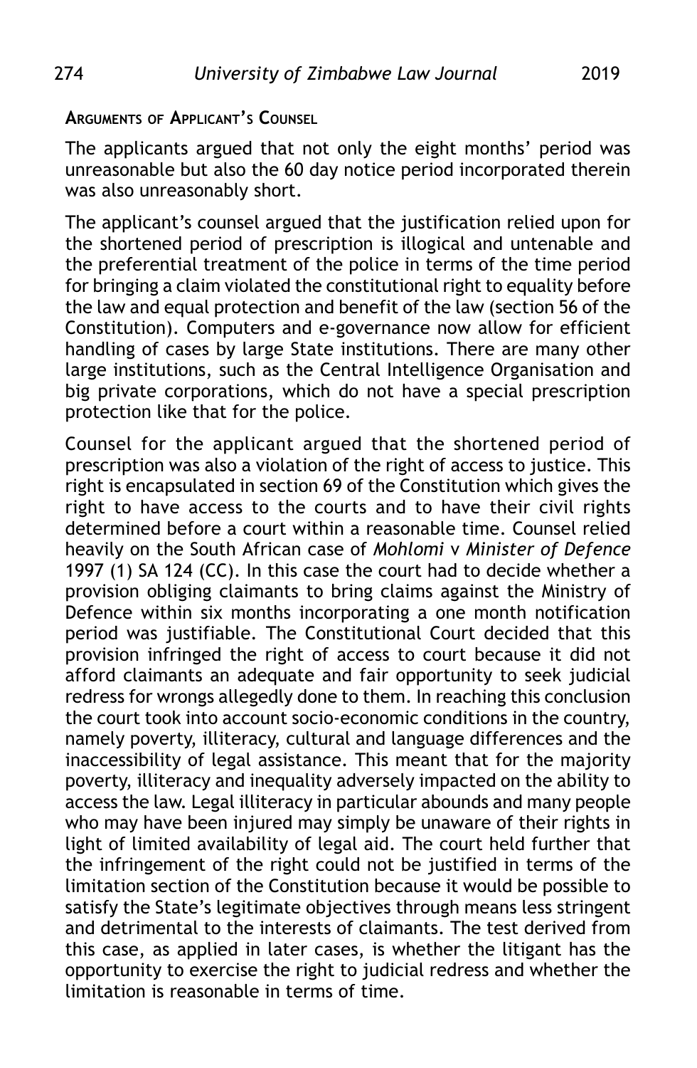## ARGUMENTS OF APPLICANT'S COUNSEL

The applicants argued that not only the eight months' period was unreasonable but also the 60 day notice period incorporated therein was also unreasonably short.

The applicant's counsel argued that the justification relied upon for the shortened period of prescription is illogical and untenable and the preferential treatment of the police in terms of the time period for bringing a claim violated the constitutional right to equality before the law and equal protection and benefit of the law (section 56 of the Constitution). Computers and e-governance now allow for efficient handling of cases by large State institutions. There are many other large institutions, such as the Central Intelligence Organisation and big private corporations, which do not have a special prescription protection like that for the police.

Counsel for the applicant argued that the shortened period of prescription was also a violation of the right of access to justice. This right is encapsulated in section 69 of the Constitution which gives the right to have access to the courts and to have their civil rights determined before a court within a reasonable time. Counsel relied heavily on the South African case of *Mohlomi* v *Minister of Defence* 1997 (1) SA 124 (CC). In this case the court had to decide whether a provision obliging claimants to bring claims against the Ministry of Defence within six months incorporating a one month notification period was justifiable. The Constitutional Court decided that this provision infringed the right of access to court because it did not afford claimants an adequate and fair opportunity to seek judicial redress for wrongs allegedly done to them. In reaching this conclusion the court took into account socio-economic conditions in the country, namely poverty, illiteracy, cultural and language differences and the inaccessibility of legal assistance. This meant that for the majority poverty, illiteracy and inequality adversely impacted on the ability to access the law. Legal illiteracy in particular abounds and many people who may have been injured may simply be unaware of their rights in light of limited availability of legal aid. The court held further that the infringement of the right could not be justified in terms of the limitation section of the Constitution because it would be possible to satisfy the State's legitimate objectives through means less stringent and detrimental to the interests of claimants. The test derived from this case, as applied in later cases, is whether the litigant has the opportunity to exercise the right to judicial redress and whether the limitation is reasonable in terms of time.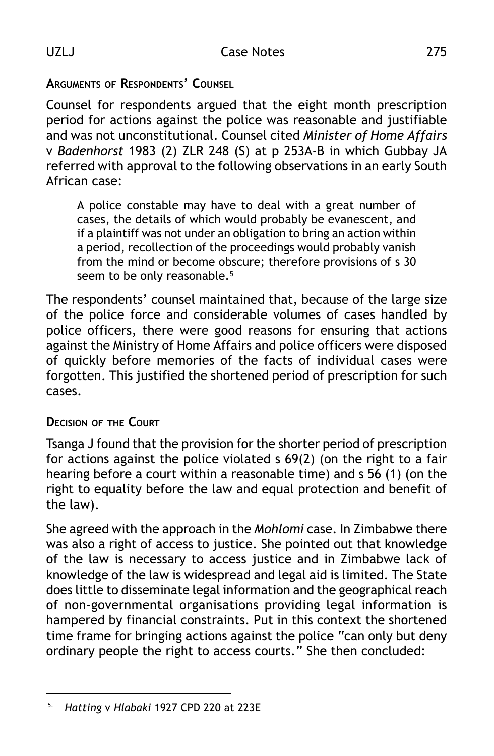### Arguments of Respondents' Counsel

Counsel for respondents argued that the eight month prescription period for actions against the police was reasonable and justifiable and was not unconstitutional. Counsel cited *Minister of Home Affairs* v *Badenhorst* 1983 (2) ZLR 248 (S) at p 253A-B in which Gubbay JA referred with approval to the following observations in an early South African case:

> A police constable may have to deal with a great number of cases, the details of which would probably be evanescent, and if a plaintiff was not under an obligation to bring an action within a period, recollection of the proceedings would probably vanish from the mind or become obscure; therefore provisions of s 30 seem to be only reasonable.[5]

The respondents' counsel maintained that, because of the large size of the police force and considerable volumes of cases handled by police officers, there were good reasons for ensuring that actions against the Ministry of Home Affairs and police officers were disposed of quickly before memories of the facts of individual cases were forgotten. This justified the shortened period of prescription for such cases.

### Decision of the Court

Tsanga J found that the provision for the shorter period of prescription for actions against the police violated s 69(2) (on the right to a fair hearing before a court within a reasonable time) and s 56 (1) (on the right to equality before the law and equal protection and benefit of the law).

She agreed with the approach in the *Mohlomi* case. In Zimbabwe there was also a right of access to justice. She pointed out that knowledge of the law is necessary to access justice and in Zimbabwe lack of knowledge of the law is widespread and legal aid is limited. The State does little to disseminate legal information and the geographical reach of non-governmental organisations providing legal information is hampered by financial constraints. Put in this context the shortened time frame for bringing actions against the police "can only but deny ordinary people the right to access courts." She then concluded:

---

[5] *Hatting* v *Hlabaki* 1927 CPD 220 at 223E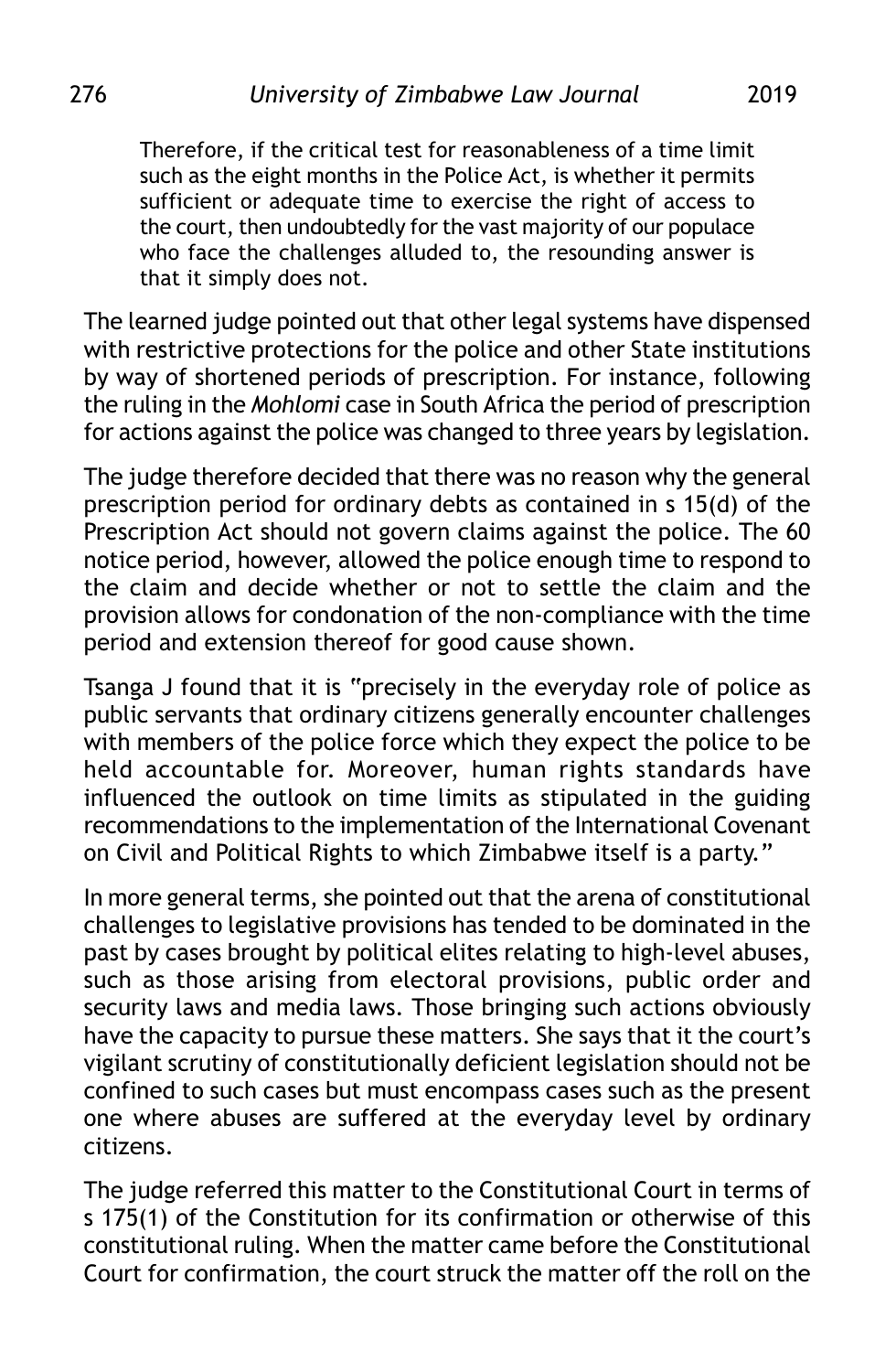> Therefore, if the critical test for reasonableness of a time limit such as the eight months in the Police Act, is whether it permits sufficient or adequate time to exercise the right of access to the court, then undoubtedly for the vast majority of our populace who face the challenges alluded to, the resounding answer is that it simply does not.

The learned judge pointed out that other legal systems have dispensed with restrictive protections for the police and other State institutions by way of shortened periods of prescription. For instance, following the ruling in the *Mohlomi* case in South Africa the period of prescription for actions against the police was changed to three years by legislation.

The judge therefore decided that there was no reason why the general prescription period for ordinary debts as contained in s 15(d) of the Prescription Act should not govern claims against the police. The 60 notice period, however, allowed the police enough time to respond to the claim and decide whether or not to settle the claim and the provision allows for condonation of the non-compliance with the time period and extension thereof for good cause shown.

Tsanga J found that it is "precisely in the everyday role of police as public servants that ordinary citizens generally encounter challenges with members of the police force which they expect the police to be held accountable for. Moreover, human rights standards have influenced the outlook on time limits as stipulated in the guiding recommendations to the implementation of the International Covenant on Civil and Political Rights to which Zimbabwe itself is a party."

In more general terms, she pointed out that the arena of constitutional challenges to legislative provisions has tended to be dominated in the past by cases brought by political elites relating to high-level abuses, such as those arising from electoral provisions, public order and security laws and media laws. Those bringing such actions obviously have the capacity to pursue these matters. She says that it the court's vigilant scrutiny of constitutionally deficient legislation should not be confined to such cases but must encompass cases such as the present one where abuses are suffered at the everyday level by ordinary citizens.

The judge referred this matter to the Constitutional Court in terms of s 175(1) of the Constitution for its confirmation or otherwise of this constitutional ruling. When the matter came before the Constitutional Court for confirmation, the court struck the matter off the roll on the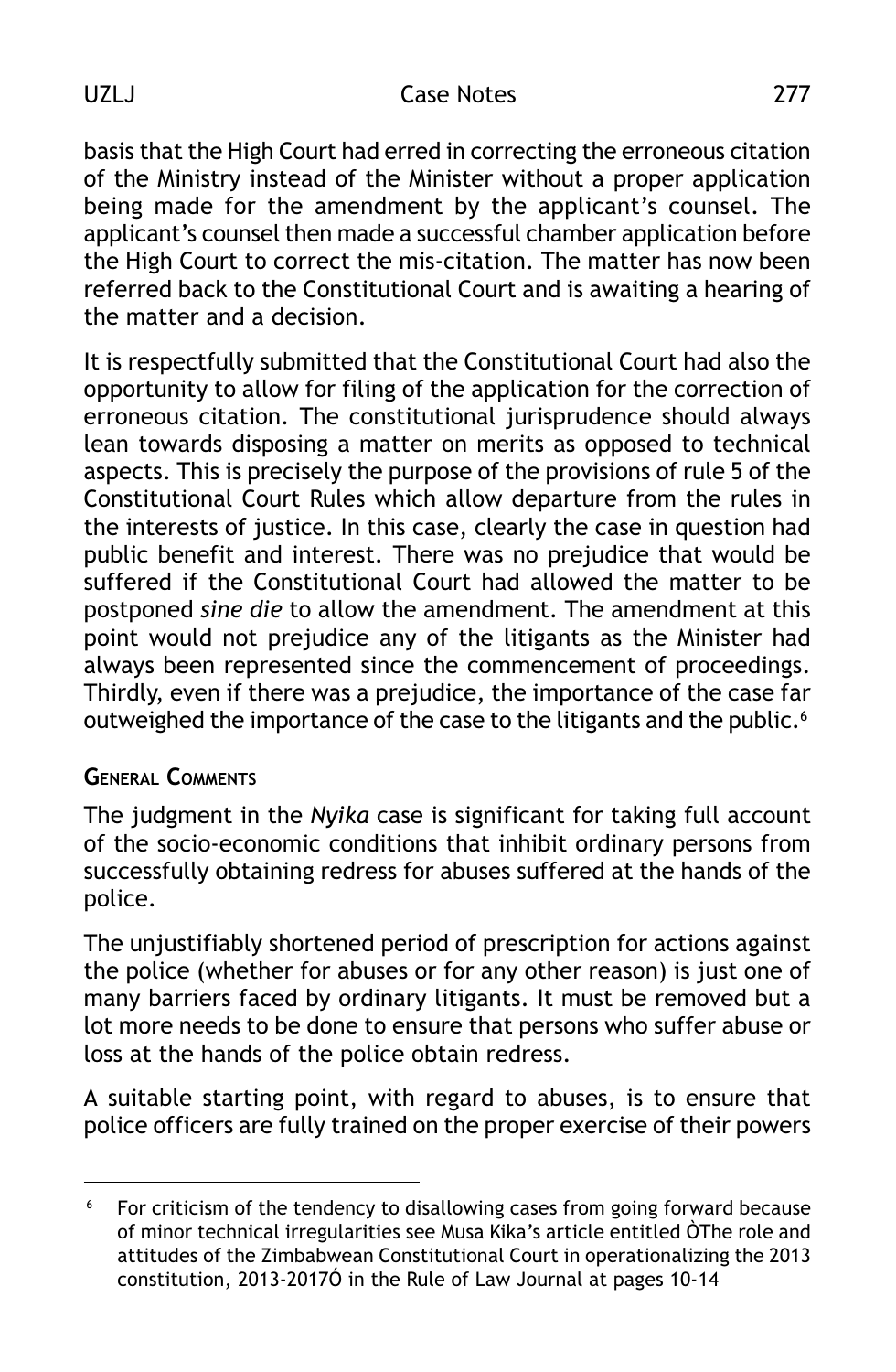basis that the High Court had erred in correcting the erroneous citation of the Ministry instead of the Minister without a proper application being made for the amendment by the applicant's counsel. The applicant's counsel then made a successful chamber application before the High Court to correct the mis-citation. The matter has now been referred back to the Constitutional Court and is awaiting a hearing of the matter and a decision.

It is respectfully submitted that the Constitutional Court had also the opportunity to allow for filing of the application for the correction of erroneous citation. The constitutional jurisprudence should always lean towards disposing a matter on merits as opposed to technical aspects. This is precisely the purpose of the provisions of rule 5 of the Constitutional Court Rules which allow departure from the rules in the interests of justice. In this case, clearly the case in question had public benefit and interest. There was no prejudice that would be suffered if the Constitutional Court had allowed the matter to be postponed *sine die* to allow the amendment. The amendment at this point would not prejudice any of the litigants as the Minister had always been represented since the commencement of proceedings. Thirdly, even if there was a prejudice, the importance of the case far outweighed the importance of the case to the litigants and the public.[6]

### General Comments

The judgment in the *Nyika* case is significant for taking full account of the socio-economic conditions that inhibit ordinary persons from successfully obtaining redress for abuses suffered at the hands of the police.

The unjustifiably shortened period of prescription for actions against the police (whether for abuses or for any other reason) is just one of many barriers faced by ordinary litigants. It must be removed but a lot more needs to be done to ensure that persons who suffer abuse or loss at the hands of the police obtain redress.

A suitable starting point, with regard to abuses, is to ensure that police officers are fully trained on the proper exercise of their powers

---

[6] For criticism of the tendency to disallowing cases from going forward because of minor technical irregularities see Musa Kika's article entitled ÒThe role and attitudes of the Zimbabwean Constitutional Court in operationalizing the 2013 constitution, 2013-2017Ó in the Rule of Law Journal at pages 10-14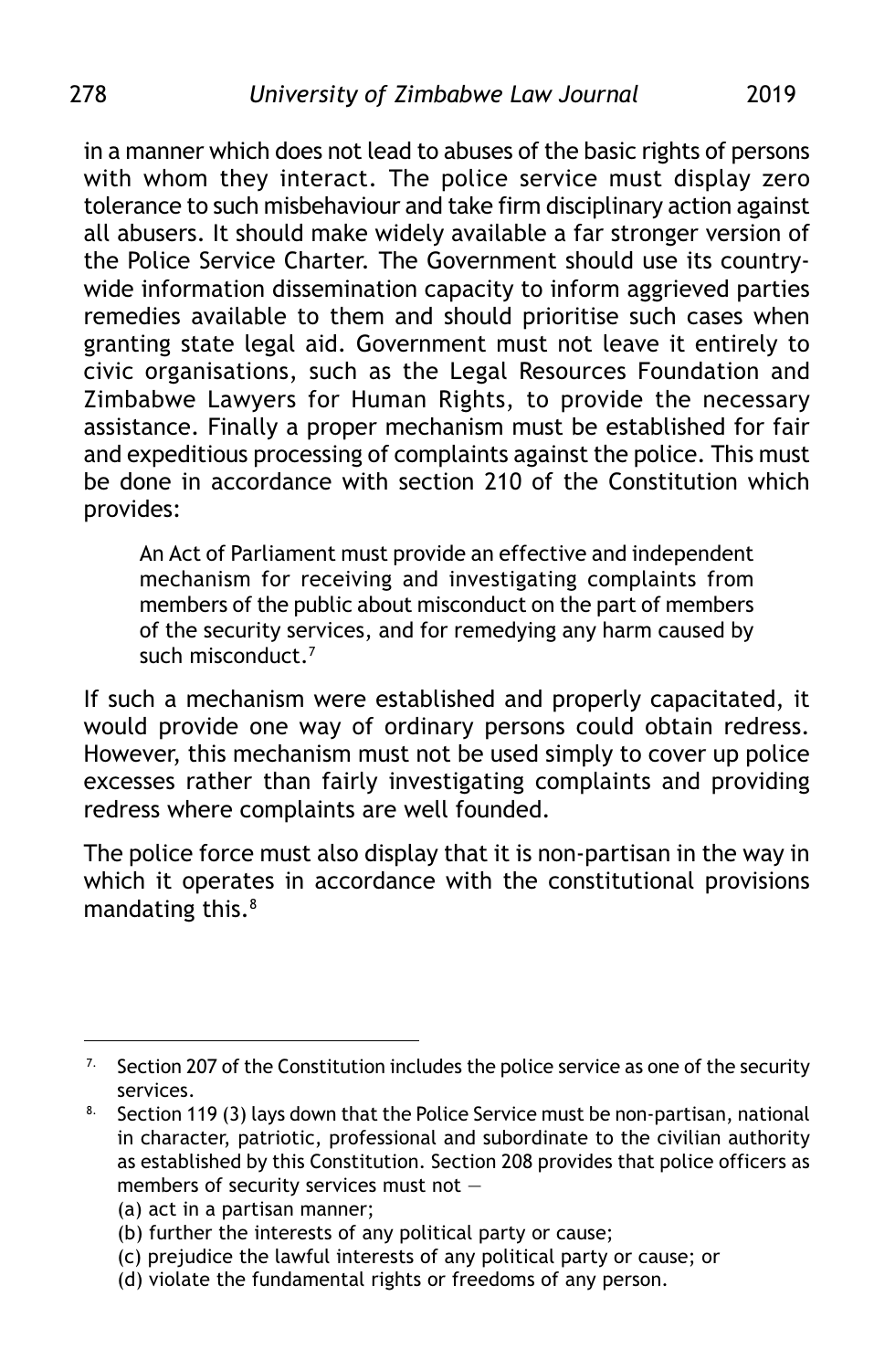in a manner which does not lead to abuses of the basic rights of persons with whom they interact. The police service must display zero tolerance to such misbehaviour and take firm disciplinary action against all abusers. It should make widely available a far stronger version of the Police Service Charter. The Government should use its country-wide information dissemination capacity to inform aggrieved parties remedies available to them and should prioritise such cases when granting state legal aid. Government must not leave it entirely to civic organisations, such as the Legal Resources Foundation and Zimbabwe Lawyers for Human Rights, to provide the necessary assistance. Finally a proper mechanism must be established for fair and expeditious processing of complaints against the police. This must be done in accordance with section 210 of the Constitution which provides:

> An Act of Parliament must provide an effective and independent mechanism for receiving and investigating complaints from members of the public about misconduct on the part of members of the security services, and for remedying any harm caused by such misconduct.[7]

If such a mechanism were established and properly capacitated, it would provide one way of ordinary persons could obtain redress. However, this mechanism must not be used simply to cover up police excesses rather than fairly investigating complaints and providing redress where complaints are well founded.

The police force must also display that it is non-partisan in the way in which it operates in accordance with the constitutional provisions mandating this.[8]

---

7. Section 207 of the Constitution includes the police service as one of the security services.

8. Section 119 (3) lays down that the Police Service must be non-partisan, national in character, patriotic, professional and subordinate to the civilian authority as established by this Constitution. Section 208 provides that police officers as members of security services must not —
   (a) act in a partisan manner;
   (b) further the interests of any political party or cause;
   (c) prejudice the lawful interests of any political party or cause; or
   (d) violate the fundamental rights or freedoms of any person.